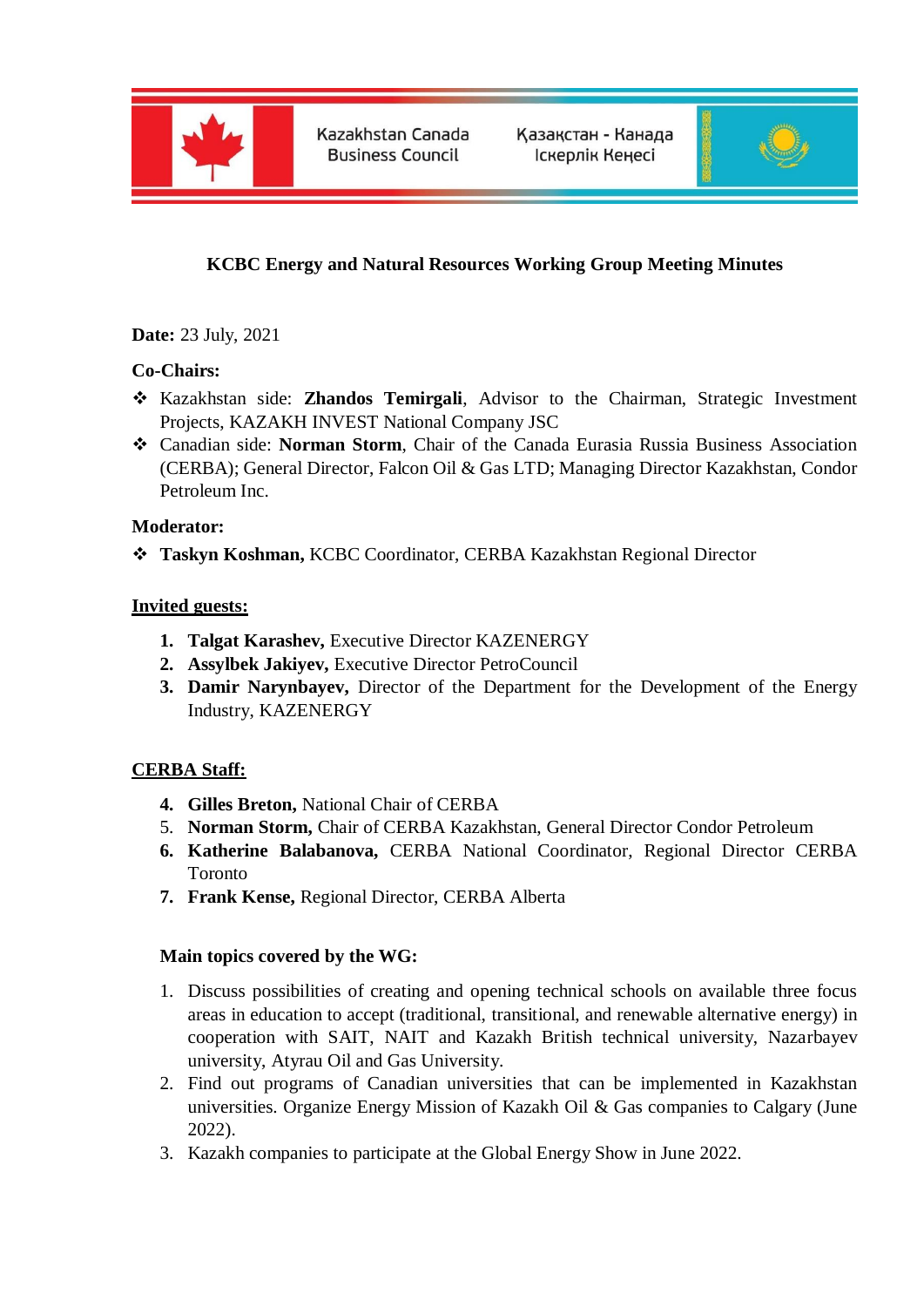Kazakhstan Canada Business Council

Қазақстан - Канада Іскерлік Кеңесі

# KCBC Energy and Natural Resources Working Group Meeting Minutes

**Date:** 23 July, 2021

**Co-Chairs:**

- Kazakhstan side: **Zhandos Temirgali**, Advisor to the Chairman, Strategic Investment Projects, KAZAKH INVEST National Company JSC
- Canadian side: **Norman Storm**, Chair of the Canada Eurasia Russia Business Association (CERBA); General Director, Falcon Oil & Gas LTD; Managing Director Kazakhstan, Condor Petroleum Inc.

**Moderator:**

- **Taskyn Koshman,** KCBC Coordinator, CERBA Kazakhstan Regional Director

**Invited guests:**

1. **Talgat Karashev,** Executive Director KAZENERGY
2. **Assylbek Jakiyev,** Executive Director PetroCouncil
3. **Damir Narynbayev,** Director of the Department for the Development of the Energy Industry, KAZENERGY

**CERBA Staff:**

4. **Gilles Breton,** National Chair of CERBA
5. **Norman Storm,** Chair of CERBA Kazakhstan, General Director Condor Petroleum
6. **Katherine Balabanova,** CERBA National Coordinator, Regional Director CERBA Toronto
7. **Frank Kense,** Regional Director, CERBA Alberta

**Main topics covered by the WG:**

1. Discuss possibilities of creating and opening technical schools on available three focus areas in education to accept (traditional, transitional, and renewable alternative energy) in cooperation with SAIT, NAIT and Kazakh British technical university, Nazarbayev university, Atyrau Oil and Gas University.
2. Find out programs of Canadian universities that can be implemented in Kazakhstan universities. Organize Energy Mission of Kazakh Oil & Gas companies to Calgary (June 2022).
3. Kazakh companies to participate at the Global Energy Show in June 2022.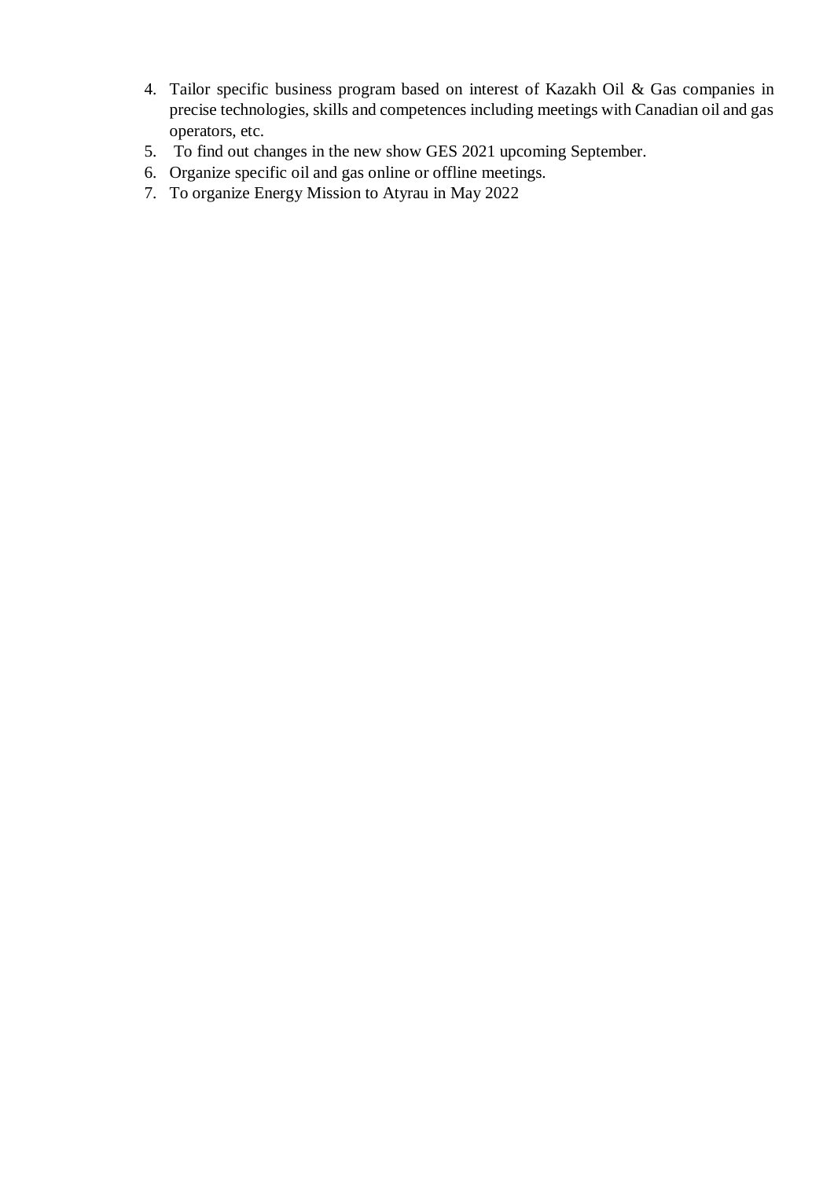4. Tailor specific business program based on interest of Kazakh Oil & Gas companies in precise technologies, skills and competences including meetings with Canadian oil and gas operators, etc.
5. To find out changes in the new show GES 2021 upcoming September.
6. Organize specific oil and gas online or offline meetings.
7. To organize Energy Mission to Atyrau in May 2022